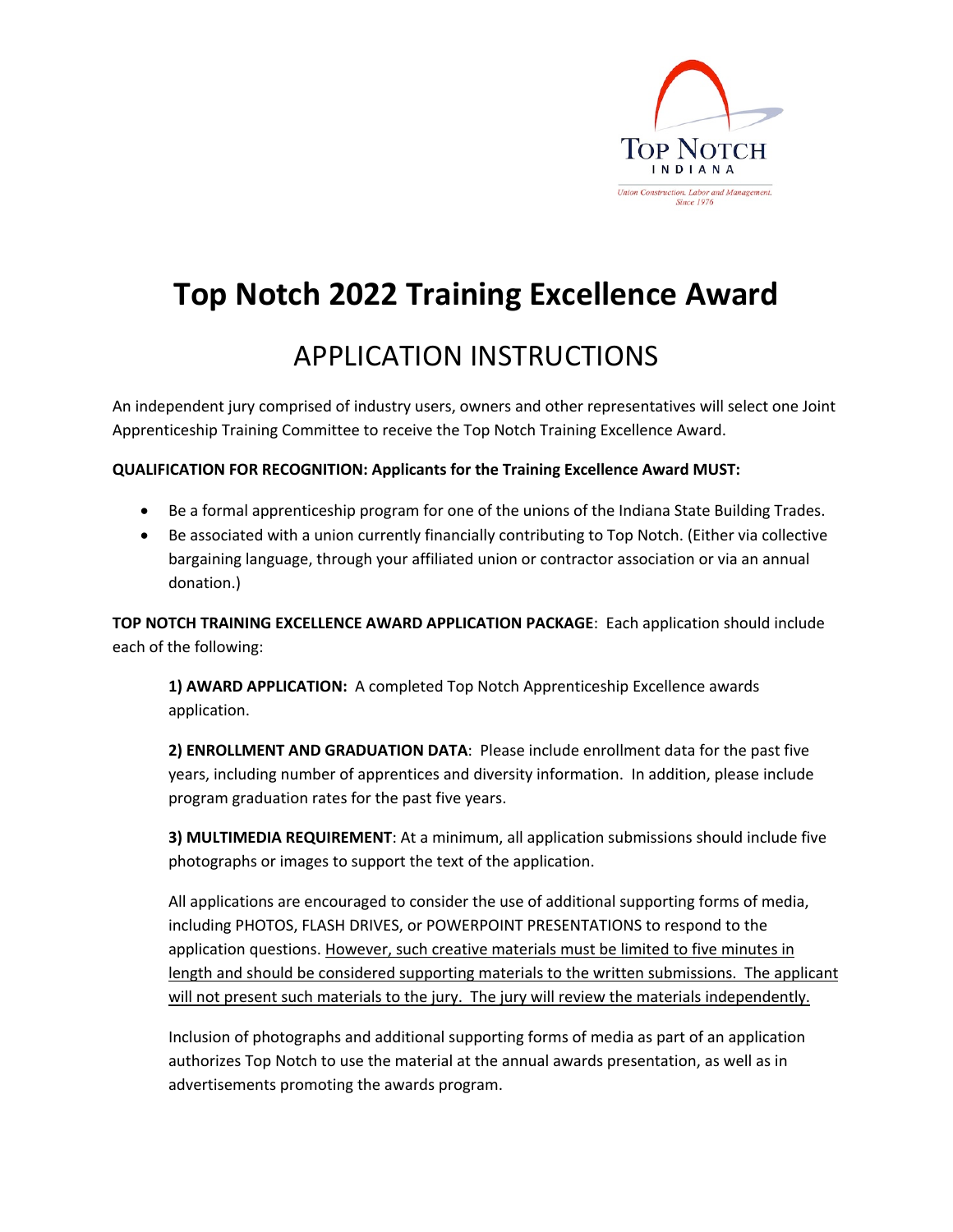# Top Notch 2022 Training Excellence Award

## APPLICATION INSTRUCTIONS

An independent jury comprised of industry users, owners and other representatives will select one Joint Apprenticeship Training Committee to receive the Top Notch Training Excellence Award.

**QUALIFICATION FOR RECOGNITION: Applicants for the Training Excellence Award MUST:**

- Be a formal apprenticeship program for one of the unions of the Indiana State Building Trades.
- Be associated with a union currently financially contributing to Top Notch. (Either via collective bargaining language, through your affiliated union or contractor association or via an annual donation.)

**TOP NOTCH TRAINING EXCELLENCE AWARD APPLICATION PACKAGE**: Each application should include each of the following:

**1) AWARD APPLICATION:** A completed Top Notch Apprenticeship Excellence awards application.

**2) ENROLLMENT AND GRADUATION DATA**: Please include enrollment data for the past five years, including number of apprentices and diversity information. In addition, please include program graduation rates for the past five years.

**3) MULTIMEDIA REQUIREMENT**: At a minimum, all application submissions should include five photographs or images to support the text of the application.

All applications are encouraged to consider the use of additional supporting forms of media, including PHOTOS, FLASH DRIVES, or POWERPOINT PRESENTATIONS to respond to the application questions. <u>However, such creative materials must be limited to five minutes in length and should be considered supporting materials to the written submissions. The applicant will not present such materials to the jury. The jury will review the materials independently.</u>

Inclusion of photographs and additional supporting forms of media as part of an application authorizes Top Notch to use the material at the annual awards presentation, as well as in advertisements promoting the awards program.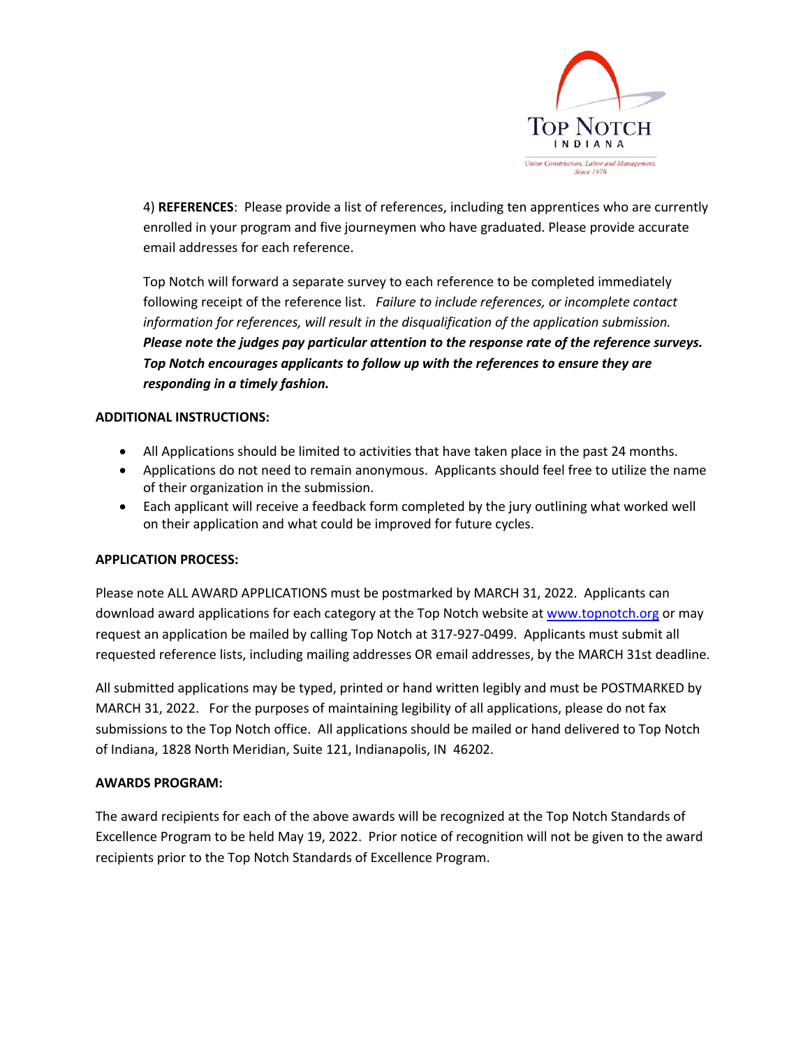4) **REFERENCES**: Please provide a list of references, including ten apprentices who are currently enrolled in your program and five journeymen who have graduated. Please provide accurate email addresses for each reference.

Top Notch will forward a separate survey to each reference to be completed immediately following receipt of the reference list. *Failure to include references, or incomplete contact information for references, will result in the disqualification of the application submission.* ***Please note the judges pay particular attention to the response rate of the reference surveys. Top Notch encourages applicants to follow up with the references to ensure they are responding in a timely fashion.***

**ADDITIONAL INSTRUCTIONS:**

- All Applications should be limited to activities that have taken place in the past 24 months.
- Applications do not need to remain anonymous. Applicants should feel free to utilize the name of their organization in the submission.
- Each applicant will receive a feedback form completed by the jury outlining what worked well on their application and what could be improved for future cycles.

**APPLICATION PROCESS:**

Please note ALL AWARD APPLICATIONS must be postmarked by MARCH 31, 2022. Applicants can download award applications for each category at the Top Notch website at [www.topnotch.org](www.topnotch.org) or may request an application be mailed by calling Top Notch at 317-927-0499. Applicants must submit all requested reference lists, including mailing addresses OR email addresses, by the MARCH 31st deadline.

All submitted applications may be typed, printed or hand written legibly and must be POSTMARKED by MARCH 31, 2022. For the purposes of maintaining legibility of all applications, please do not fax submissions to the Top Notch office. All applications should be mailed or hand delivered to Top Notch of Indiana, 1828 North Meridian, Suite 121, Indianapolis, IN 46202.

**AWARDS PROGRAM:**

The award recipients for each of the above awards will be recognized at the Top Notch Standards of Excellence Program to be held May 19, 2022. Prior notice of recognition will not be given to the award recipients prior to the Top Notch Standards of Excellence Program.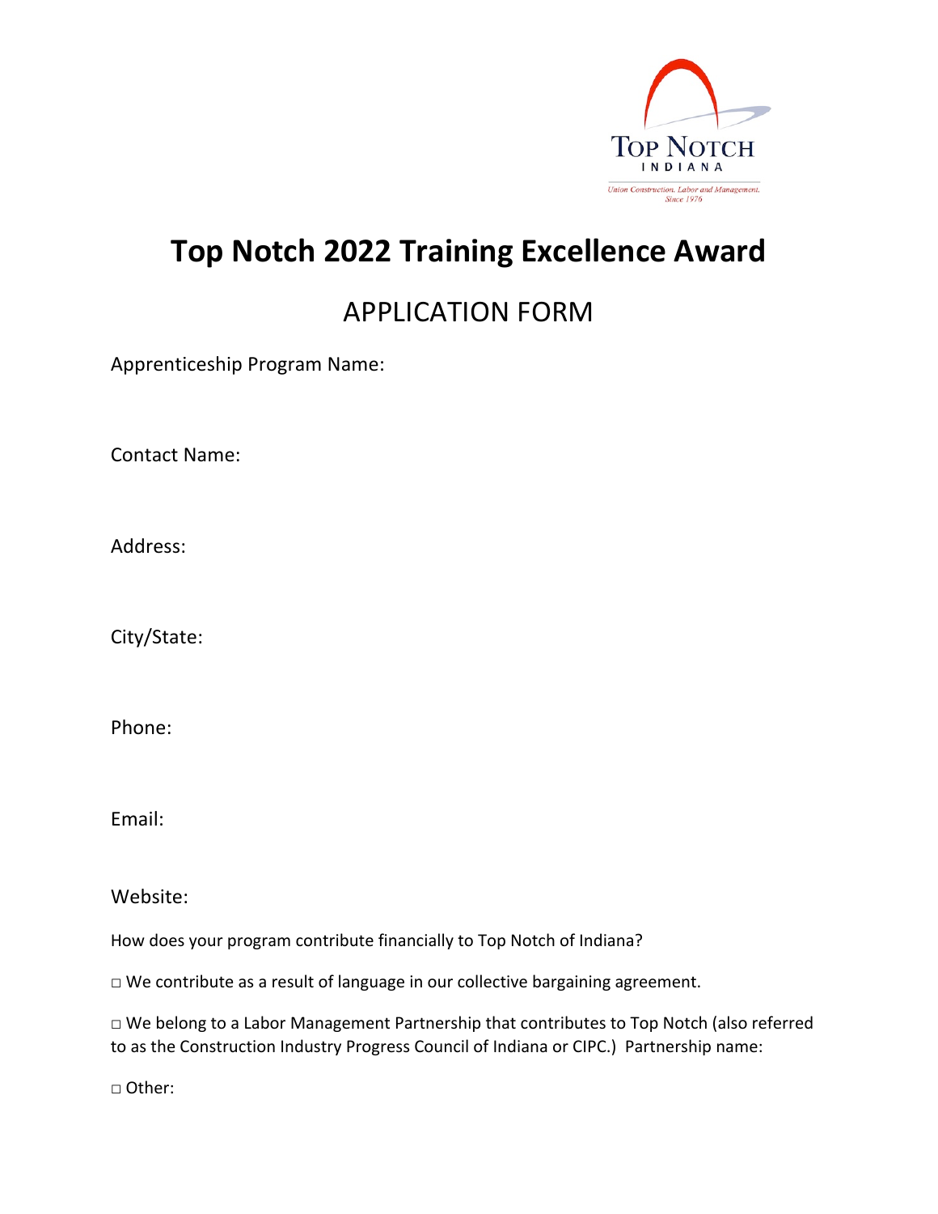# Top Notch 2022 Training Excellence Award

## APPLICATION FORM

Apprenticeship Program Name:

Contact Name:

Address:

City/State:

Phone:

Email:

Website:

How does your program contribute financially to Top Notch of Indiana?

□ We contribute as a result of language in our collective bargaining agreement.

□ We belong to a Labor Management Partnership that contributes to Top Notch (also referred to as the Construction Industry Progress Council of Indiana or CIPC.) Partnership name:

□ Other: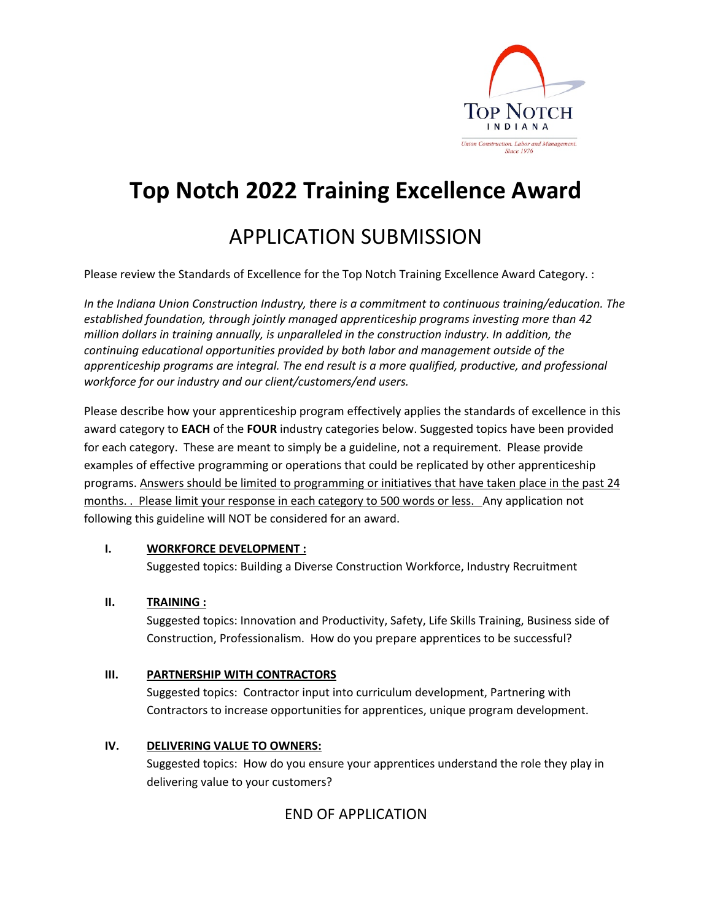TOP NOTCH
INDIANA
Union Construction, Labor and Management.
Since 1976

# Top Notch 2022 Training Excellence Award

## APPLICATION SUBMISSION

Please review the Standards of Excellence for the Top Notch Training Excellence Award Category. :

*In the Indiana Union Construction Industry, there is a commitment to continuous training/education. The established foundation, through jointly managed apprenticeship programs investing more than 42 million dollars in training annually, is unparalleled in the construction industry. In addition, the continuing educational opportunities provided by both labor and management outside of the apprenticeship programs are integral. The end result is a more qualified, productive, and professional workforce for our industry and our client/customers/end users.*

Please describe how your apprenticeship program effectively applies the standards of excellence in this award category to **EACH** of the **FOUR** industry categories below. Suggested topics have been provided for each category. These are meant to simply be a guideline, not a requirement. Please provide examples of effective programming or operations that could be replicated by other apprenticeship programs. Answers should be limited to programming or initiatives that have taken place in the past 24 months. . Please limit your response in each category to 500 words or less. Any application not following this guideline will NOT be considered for an award.

**I. WORKFORCE DEVELOPMENT :**
Suggested topics: Building a Diverse Construction Workforce, Industry Recruitment

**II. TRAINING :**
Suggested topics: Innovation and Productivity, Safety, Life Skills Training, Business side of Construction, Professionalism. How do you prepare apprentices to be successful?

**III. PARTNERSHIP WITH CONTRACTORS**
Suggested topics: Contractor input into curriculum development, Partnering with Contractors to increase opportunities for apprentices, unique program development.

**IV. DELIVERING VALUE TO OWNERS:**
Suggested topics: How do you ensure your apprentices understand the role they play in delivering value to your customers?

END OF APPLICATION